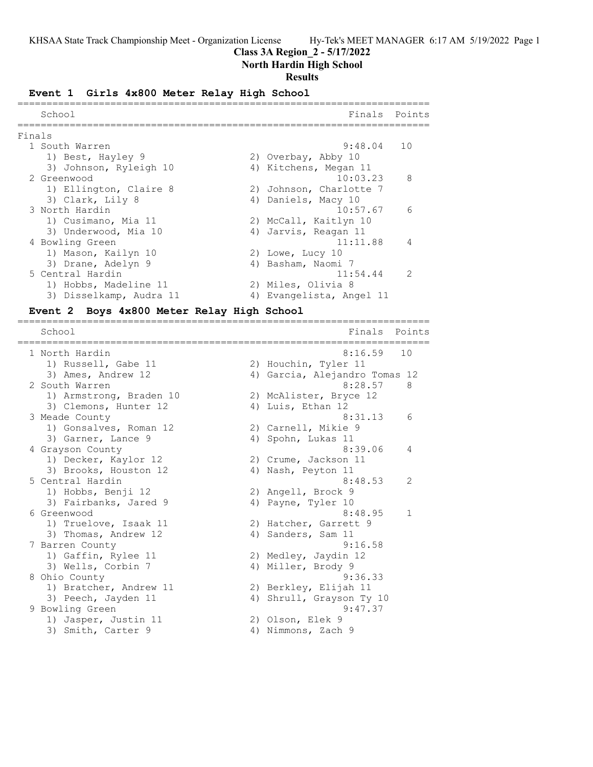Class 3A Region_2 - 5/17/2022

North Hardin High School

Results

## Event 1 Girls 4x800 Meter Relay High School

| Place | School | Finals | Points |
|---|---|---|---|
| **Finals** | | | |
| 1 | South Warren | 9:48.04 | 10 |
| | 1) Best, Hayley 9; 2) Overbay, Abby 10; 3) Johnson, Ryleigh 10; 4) Kitchens, Megan 11 | | |
| 2 | Greenwood | 10:03.23 | 8 |
| | 1) Ellington, Claire 8; 2) Johnson, Charlotte 7; 3) Clark, Lily 8; 4) Daniels, Macy 10 | | |
| 3 | North Hardin | 10:57.67 | 6 |
| | 1) Cusimano, Mia 11; 2) McCall, Kaitlyn 10; 3) Underwood, Mia 10; 4) Jarvis, Reagan 11 | | |
| 4 | Bowling Green | 11:11.88 | 4 |
| | 1) Mason, Kailyn 10; 2) Lowe, Lucy 10; 3) Drane, Adelyn 9; 4) Basham, Naomi 7 | | |
| 5 | Central Hardin | 11:54.44 | 2 |
| | 1) Hobbs, Madeline 11; 2) Miles, Olivia 8; 3) Disselkamp, Audra 11; 4) Evangelista, Angel 11 | | |

## Event 2 Boys 4x800 Meter Relay High School

| Place | School | Finals | Points |
|---|---|---|---|
| 1 | North Hardin | 8:16.59 | 10 |
| | 1) Russell, Gabe 11; 2) Houchin, Tyler 11; 3) Ames, Andrew 12; 4) Garcia, Alejandro Tomas 12 | | |
| 2 | South Warren | 8:28.57 | 8 |
| | 1) Armstrong, Braden 10; 2) McAlister, Bryce 12; 3) Clemons, Hunter 12; 4) Luis, Ethan 12 | | |
| 3 | Meade County | 8:31.13 | 6 |
| | 1) Gonsalves, Roman 12; 2) Carnell, Mikie 9; 3) Garner, Lance 9; 4) Spohn, Lukas 11 | | |
| 4 | Grayson County | 8:39.06 | 4 |
| | 1) Decker, Kaylor 12; 2) Crume, Jackson 11; 3) Brooks, Houston 12; 4) Nash, Peyton 11 | | |
| 5 | Central Hardin | 8:48.53 | 2 |
| | 1) Hobbs, Benji 12; 2) Angell, Brock 9; 3) Fairbanks, Jared 9; 4) Payne, Tyler 10 | | |
| 6 | Greenwood | 8:48.95 | 1 |
| | 1) Truelove, Isaak 11; 2) Hatcher, Garrett 9; 3) Thomas, Andrew 12; 4) Sanders, Sam 11 | | |
| 7 | Barren County | 9:16.58 | |
| | 1) Gaffin, Rylee 11; 2) Medley, Jaydin 12; 3) Wells, Corbin 7; 4) Miller, Brody 9 | | |
| 8 | Ohio County | 9:36.33 | |
| | 1) Bratcher, Andrew 11; 2) Berkley, Elijah 11; 3) Peech, Jayden 11; 4) Shrull, Grayson Ty 10 | | |
| 9 | Bowling Green | 9:47.37 | |
| | 1) Jasper, Justin 11; 2) Olson, Elek 9; 3) Smith, Carter 9; 4) Nimmons, Zach 9 | | |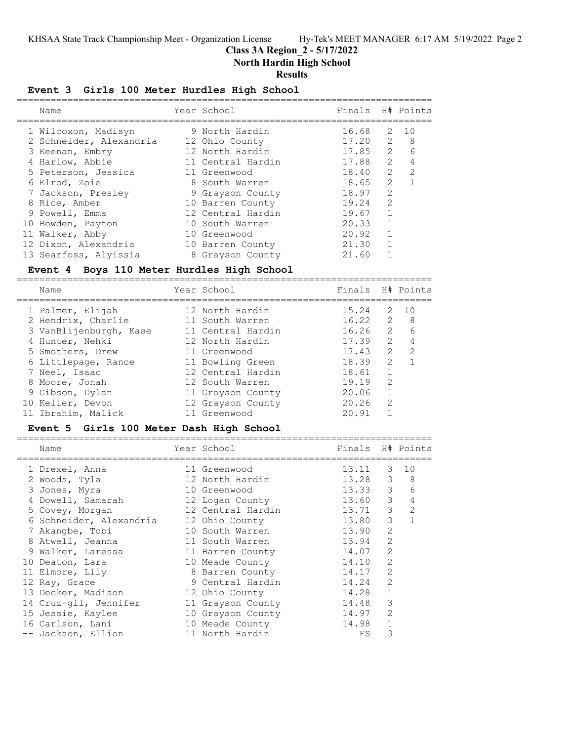# Class 3A Region_2 - 5/17/2022

## North Hardin High School

## Results

### Event 3 Girls 100 Meter Hurdles High School

| | Name | Year | School | Finals | H# | Points |
|---|---|---|---|---|---|---|
| 1 | Wilcoxon, Madisyn | 9 | North Hardin | 16.68 | 2 | 10 |
| 2 | Schneider, Alexandria | 12 | Ohio County | 17.20 | 2 | 8 |
| 3 | Keenan, Embry | 12 | North Hardin | 17.85 | 2 | 6 |
| 4 | Harlow, Abbie | 11 | Central Hardin | 17.88 | 2 | 4 |
| 5 | Peterson, Jessica | 11 | Greenwood | 18.40 | 2 | 2 |
| 6 | Elrod, Zoie | 8 | South Warren | 18.65 | 2 | 1 |
| 7 | Jackson, Presley | 9 | Grayson County | 18.97 | 2 | |
| 8 | Rice, Amber | 10 | Barren County | 19.24 | 2 | |
| 9 | Powell, Emma | 12 | Central Hardin | 19.67 | 1 | |
| 10 | Bowden, Payton | 10 | South Warren | 20.33 | 1 | |
| 11 | Walker, Abby | 10 | Greenwood | 20.92 | 1 | |
| 12 | Dixon, Alexandria | 10 | Barren County | 21.30 | 1 | |
| 13 | Searfoss, Alyissia | 8 | Grayson County | 21.60 | 1 | |

### Event 4 Boys 110 Meter Hurdles High School

| | Name | Year | School | Finals | H# | Points |
|---|---|---|---|---|---|---|
| 1 | Palmer, Elijah | 12 | North Hardin | 15.24 | 2 | 10 |
| 2 | Hendrix, Charlie | 11 | South Warren | 16.22 | 2 | 8 |
| 3 | VanBlijenburgh, Kase | 11 | Central Hardin | 16.26 | 2 | 6 |
| 4 | Hunter, Nehki | 12 | North Hardin | 17.39 | 2 | 4 |
| 5 | Smothers, Drew | 11 | Greenwood | 17.43 | 2 | 2 |
| 6 | Littlepage, Rance | 11 | Bowling Green | 18.39 | 2 | 1 |
| 7 | Neel, Isaac | 12 | Central Hardin | 18.61 | 1 | |
| 8 | Moore, Jonah | 12 | South Warren | 19.19 | 2 | |
| 9 | Gibson, Dylan | 11 | Grayson County | 20.06 | 1 | |
| 10 | Keller, Devon | 12 | Grayson County | 20.26 | 2 | |
| 11 | Ibrahim, Malick | 11 | Greenwood | 20.91 | 1 | |

### Event 5 Girls 100 Meter Dash High School

| | Name | Year | School | Finals | H# | Points |
|---|---|---|---|---|---|---|
| 1 | Drexel, Anna | 11 | Greenwood | 13.11 | 3 | 10 |
| 2 | Woods, Tyla | 12 | North Hardin | 13.28 | 3 | 8 |
| 3 | Jones, Myra | 10 | Greenwood | 13.33 | 3 | 6 |
| 4 | Dowell, Samarah | 12 | Logan County | 13.60 | 3 | 4 |
| 5 | Covey, Morgan | 12 | Central Hardin | 13.71 | 3 | 2 |
| 6 | Schneider, Alexandria | 12 | Ohio County | 13.80 | 3 | 1 |
| 7 | Akangbe, Tobi | 10 | South Warren | 13.90 | 2 | |
| 8 | Atwell, Jeanna | 11 | South Warren | 13.94 | 2 | |
| 9 | Walker, Laressa | 11 | Barren County | 14.07 | 2 | |
| 10 | Deaton, Lara | 10 | Meade County | 14.10 | 2 | |
| 11 | Elmore, Lily | 8 | Barren County | 14.17 | 2 | |
| 12 | Ray, Grace | 9 | Central Hardin | 14.24 | 2 | |
| 13 | Decker, Madison | 12 | Ohio County | 14.28 | 1 | |
| 14 | Cruz-gil, Jennifer | 11 | Grayson County | 14.48 | 3 | |
| 15 | Jessie, Kaylee | 10 | Grayson County | 14.97 | 2 | |
| 16 | Carlson, Lani | 10 | Meade County | 14.98 | 1 | |
| -- | Jackson, Ellion | 11 | North Hardin | FS | 3 | |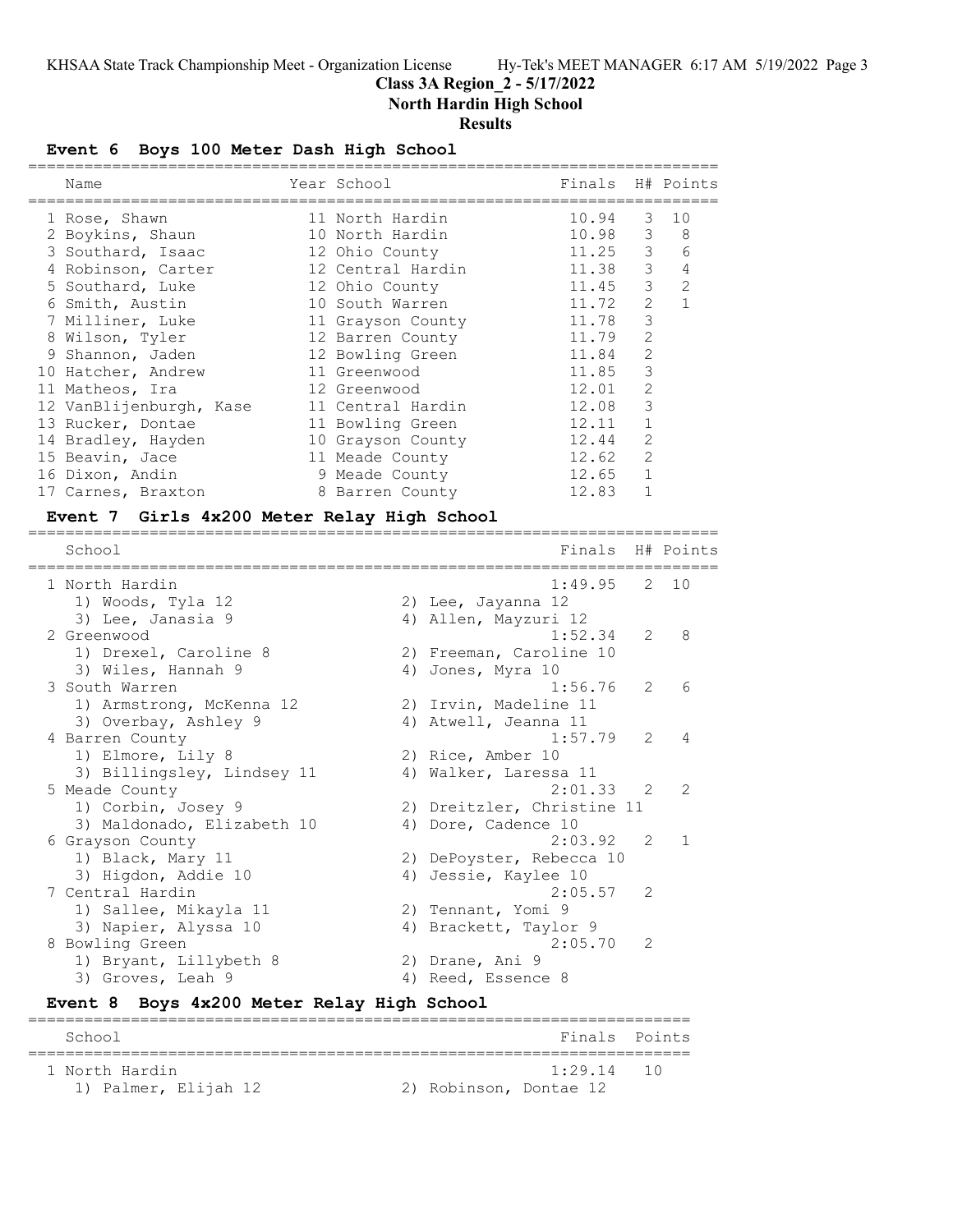## Class 3A Region_2 - 5/17/2022
## North Hardin High School
## Results

### Event 6 Boys 100 Meter Dash High School

| | Name | Year | School | Finals | H# | Points |
|---|---|---|---|---|---|---|
| 1 | Rose, Shawn | 11 | North Hardin | 10.94 | 3 | 10 |
| 2 | Boykins, Shaun | 10 | North Hardin | 10.98 | 3 | 8 |
| 3 | Southard, Isaac | 12 | Ohio County | 11.25 | 3 | 6 |
| 4 | Robinson, Carter | 12 | Central Hardin | 11.38 | 3 | 4 |
| 5 | Southard, Luke | 12 | Ohio County | 11.45 | 3 | 2 |
| 6 | Smith, Austin | 10 | South Warren | 11.72 | 2 | 1 |
| 7 | Milliner, Luke | 11 | Grayson County | 11.78 | 3 | |
| 8 | Wilson, Tyler | 12 | Barren County | 11.79 | 2 | |
| 9 | Shannon, Jaden | 12 | Bowling Green | 11.84 | 2 | |
| 10 | Hatcher, Andrew | 11 | Greenwood | 11.85 | 3 | |
| 11 | Matheos, Ira | 12 | Greenwood | 12.01 | 2 | |
| 12 | VanBlijenburgh, Kase | 11 | Central Hardin | 12.08 | 3 | |
| 13 | Rucker, Dontae | 11 | Bowling Green | 12.11 | 1 | |
| 14 | Bradley, Hayden | 10 | Grayson County | 12.44 | 2 | |
| 15 | Beavin, Jace | 11 | Meade County | 12.62 | 2 | |
| 16 | Dixon, Andin | 9 | Meade County | 12.65 | 1 | |
| 17 | Carnes, Braxton | 8 | Barren County | 12.83 | 1 | |

### Event 7 Girls 4x200 Meter Relay High School

| | School | Finals | H# | Points |
|---|---|---|---|---|
| 1 | North Hardin | 1:49.95 | 2 | 10 |
| | 1) Woods, Tyla 12; 2) Lee, Jayanna 12; 3) Lee, Janasia 9; 4) Allen, Mayzuri 12 | | | |
| 2 | Greenwood | 1:52.34 | 2 | 8 |
| | 1) Drexel, Caroline 8; 2) Freeman, Caroline 10; 3) Wiles, Hannah 9; 4) Jones, Myra 10 | | | |
| 3 | South Warren | 1:56.76 | 2 | 6 |
| | 1) Armstrong, McKenna 12; 2) Irvin, Madeline 11; 3) Overbay, Ashley 9; 4) Atwell, Jeanna 11 | | | |
| 4 | Barren County | 1:57.79 | 2 | 4 |
| | 1) Elmore, Lily 8; 2) Rice, Amber 10; 3) Billingsley, Lindsey 11; 4) Walker, Laressa 11 | | | |
| 5 | Meade County | 2:01.33 | 2 | 2 |
| | 1) Corbin, Josey 9; 2) Dreitzler, Christine 11; 3) Maldonado, Elizabeth 10; 4) Dore, Cadence 10 | | | |
| 6 | Grayson County | 2:03.92 | 2 | 1 |
| | 1) Black, Mary 11; 2) DePoyster, Rebecca 10; 3) Higdon, Addie 10; 4) Jessie, Kaylee 10 | | | |
| 7 | Central Hardin | 2:05.57 | 2 | |
| | 1) Sallee, Mikayla 11; 2) Tennant, Yomi 9; 3) Napier, Alyssa 10; 4) Brackett, Taylor 9 | | | |
| 8 | Bowling Green | 2:05.70 | 2 | |
| | 1) Bryant, Lillybeth 8; 2) Drane, Ani 9; 3) Groves, Leah 9; 4) Reed, Essence 8 | | | |

### Event 8 Boys 4x200 Meter Relay High School

| | School | Finals | Points |
|---|---|---|---|
| 1 | North Hardin | 1:29.14 | 10 |
| | 1) Palmer, Elijah 12; 2) Robinson, Dontae 12 | | |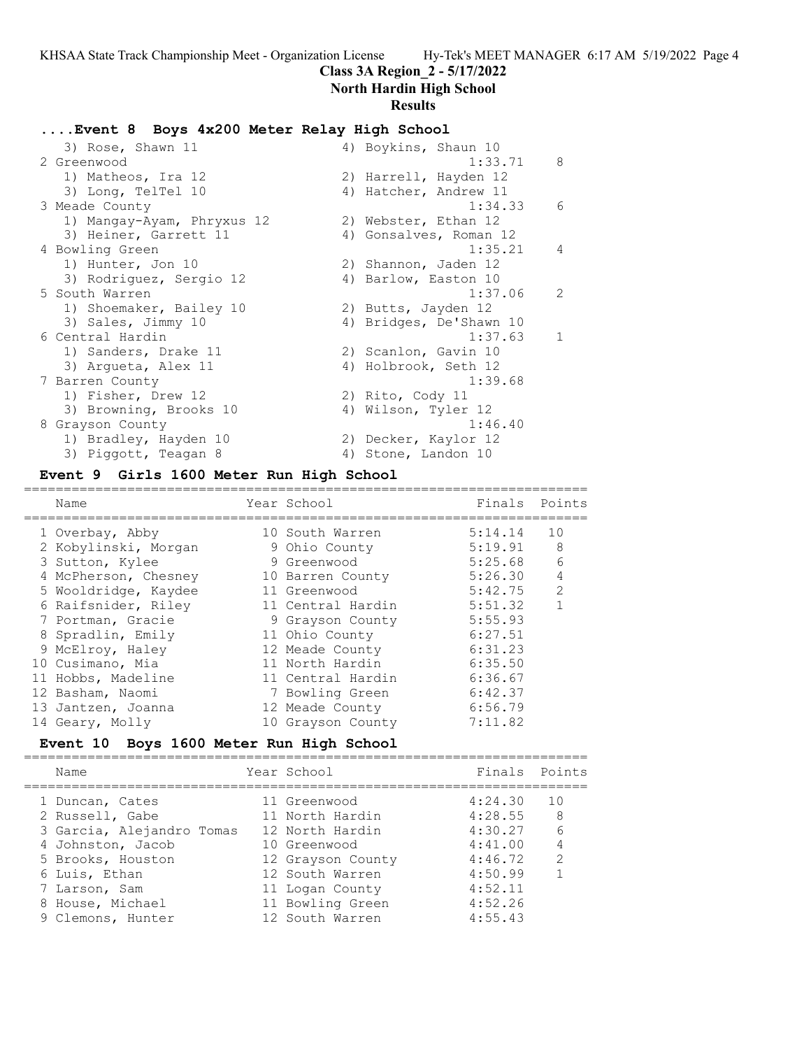## Class 3A Region_2 - 5/17/2022
## North Hardin High School
## Results

### ....Event 8 Boys 4x200 Meter Relay High School

| | | Finals | Points |
|---|---|---|---|
| 3) Rose, Shawn 11 | 4) Boykins, Shaun 10 | | |
| 2 Greenwood | | 1:33.71 | 8 |
| 1) Matheos, Ira 12 | 2) Harrell, Hayden 12 | | |
| 3) Long, TelTel 10 | 4) Hatcher, Andrew 11 | | |
| 3 Meade County | | 1:34.33 | 6 |
| 1) Mangay-Ayam, Phryxus 12 | 2) Webster, Ethan 12 | | |
| 3) Heiner, Garrett 11 | 4) Gonsalves, Roman 12 | | |
| 4 Bowling Green | | 1:35.21 | 4 |
| 1) Hunter, Jon 10 | 2) Shannon, Jaden 12 | | |
| 3) Rodriguez, Sergio 12 | 4) Barlow, Easton 10 | | |
| 5 South Warren | | 1:37.06 | 2 |
| 1) Shoemaker, Bailey 10 | 2) Butts, Jayden 12 | | |
| 3) Sales, Jimmy 10 | 4) Bridges, De'Shawn 10 | | |
| 6 Central Hardin | | 1:37.63 | 1 |
| 1) Sanders, Drake 11 | 2) Scanlon, Gavin 10 | | |
| 3) Argueta, Alex 11 | 4) Holbrook, Seth 12 | | |
| 7 Barren County | | 1:39.68 | |
| 1) Fisher, Drew 12 | 2) Rito, Cody 11 | | |
| 3) Browning, Brooks 10 | 4) Wilson, Tyler 12 | | |
| 8 Grayson County | | 1:46.40 | |
| 1) Bradley, Hayden 10 | 2) Decker, Kaylor 12 | | |
| 3) Piggott, Teagan 8 | 4) Stone, Landon 10 | | |

### Event 9 Girls 1600 Meter Run High School

| Name | Year | School | Finals | Points |
|---|---|---|---|---|
| 1 Overbay, Abby | 10 | South Warren | 5:14.14 | 10 |
| 2 Kobylinski, Morgan | 9 | Ohio County | 5:19.91 | 8 |
| 3 Sutton, Kylee | 9 | Greenwood | 5:25.68 | 6 |
| 4 McPherson, Chesney | 10 | Barren County | 5:26.30 | 4 |
| 5 Wooldridge, Kaydee | 11 | Greenwood | 5:42.75 | 2 |
| 6 Raifsnider, Riley | 11 | Central Hardin | 5:51.32 | 1 |
| 7 Portman, Gracie | 9 | Grayson County | 5:55.93 | |
| 8 Spradlin, Emily | 11 | Ohio County | 6:27.51 | |
| 9 McElroy, Haley | 12 | Meade County | 6:31.23 | |
| 10 Cusimano, Mia | 11 | North Hardin | 6:35.50 | |
| 11 Hobbs, Madeline | 11 | Central Hardin | 6:36.67 | |
| 12 Basham, Naomi | 7 | Bowling Green | 6:42.37 | |
| 13 Jantzen, Joanna | 12 | Meade County | 6:56.79 | |
| 14 Geary, Molly | 10 | Grayson County | 7:11.82 | |

### Event 10 Boys 1600 Meter Run High School

| Name | Year | School | Finals | Points |
|---|---|---|---|---|
| 1 Duncan, Cates | 11 | Greenwood | 4:24.30 | 10 |
| 2 Russell, Gabe | 11 | North Hardin | 4:28.55 | 8 |
| 3 Garcia, Alejandro Tomas | 12 | North Hardin | 4:30.27 | 6 |
| 4 Johnston, Jacob | 10 | Greenwood | 4:41.00 | 4 |
| 5 Brooks, Houston | 12 | Grayson County | 4:46.72 | 2 |
| 6 Luis, Ethan | 12 | South Warren | 4:50.99 | 1 |
| 7 Larson, Sam | 11 | Logan County | 4:52.11 | |
| 8 House, Michael | 11 | Bowling Green | 4:52.26 | |
| 9 Clemons, Hunter | 12 | South Warren | 4:55.43 | |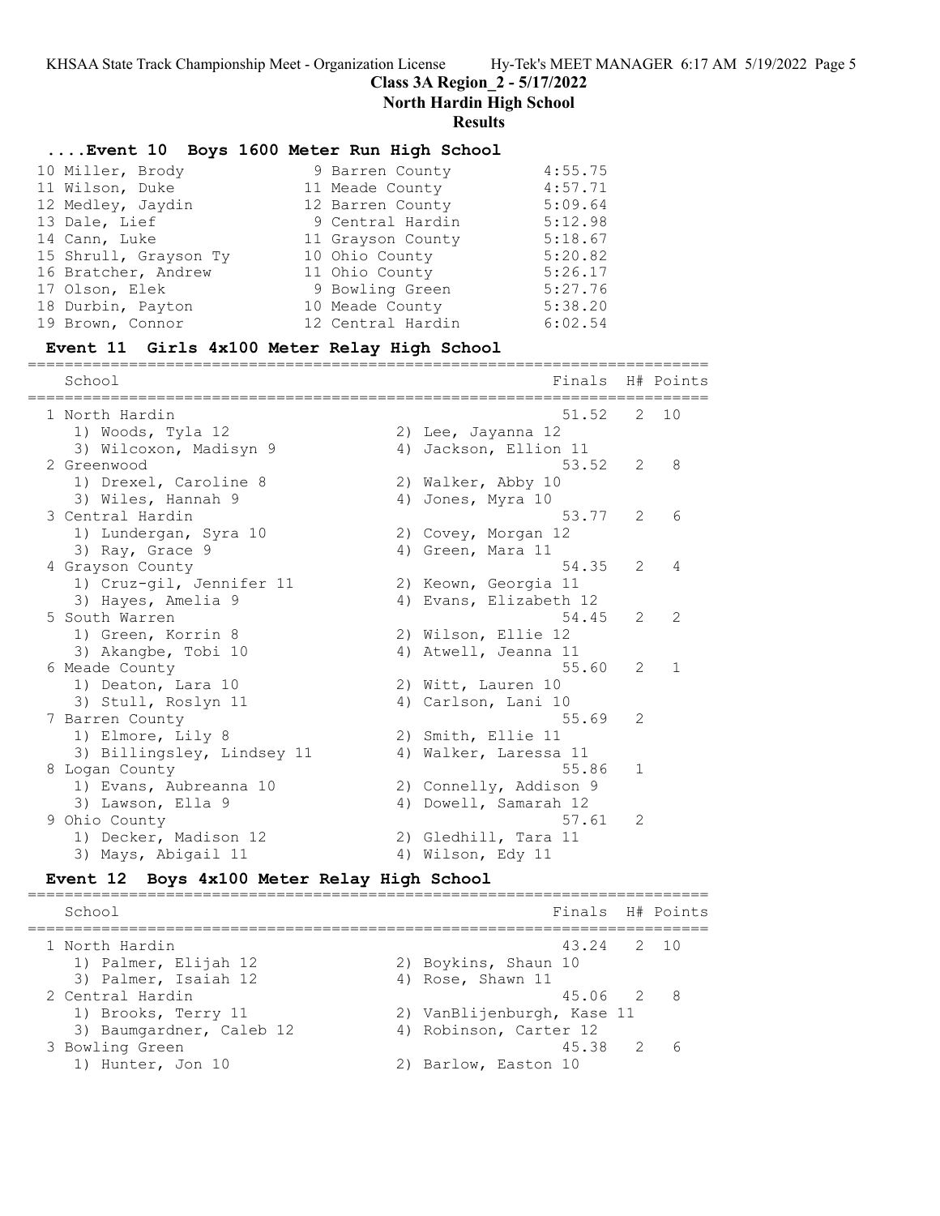## Class 3A Region_2 - 5/17/2022

**North Hardin High School**

**Results**

### ....Event 10 Boys 1600 Meter Run High School

| Place | Name | Yr | School | Finals |
|---|---|---|---|---|
| 10 | Miller, Brody | 9 | Barren County | 4:55.75 |
| 11 | Wilson, Duke | 11 | Meade County | 4:57.71 |
| 12 | Medley, Jaydin | 12 | Barren County | 5:09.64 |
| 13 | Dale, Lief | 9 | Central Hardin | 5:12.98 |
| 14 | Cann, Luke | 11 | Grayson County | 5:18.67 |
| 15 | Shrull, Grayson Ty | 10 | Ohio County | 5:20.82 |
| 16 | Bratcher, Andrew | 11 | Ohio County | 5:26.17 |
| 17 | Olson, Elek | 9 | Bowling Green | 5:27.76 |
| 18 | Durbin, Payton | 10 | Meade County | 5:38.20 |
| 19 | Brown, Connor | 12 | Central Hardin | 6:02.54 |

### Event 11 Girls 4x100 Meter Relay High School

| Place | School | Finals | H# | Points |
|---|---|---|---|---|
| 1 | North Hardin | 51.52 | 2 | 10 |
| | 1) Woods, Tyla 12; 2) Lee, Jayanna 12; 3) Wilcoxon, Madisyn 9; 4) Jackson, Ellion 11 | | | |
| 2 | Greenwood | 53.52 | 2 | 8 |
| | 1) Drexel, Caroline 8; 2) Walker, Abby 10; 3) Wiles, Hannah 9; 4) Jones, Myra 10 | | | |
| 3 | Central Hardin | 53.77 | 2 | 6 |
| | 1) Lundergan, Syra 10; 2) Covey, Morgan 12; 3) Ray, Grace 9; 4) Green, Mara 11 | | | |
| 4 | Grayson County | 54.35 | 2 | 4 |
| | 1) Cruz-gil, Jennifer 11; 2) Keown, Georgia 11; 3) Hayes, Amelia 9; 4) Evans, Elizabeth 12 | | | |
| 5 | South Warren | 54.45 | 2 | 2 |
| | 1) Green, Korrin 8; 2) Wilson, Ellie 12; 3) Akangbe, Tobi 10; 4) Atwell, Jeanna 11 | | | |
| 6 | Meade County | 55.60 | 2 | 1 |
| | 1) Deaton, Lara 10; 2) Witt, Lauren 10; 3) Stull, Roslyn 11; 4) Carlson, Lani 10 | | | |
| 7 | Barren County | 55.69 | 2 | |
| | 1) Elmore, Lily 8; 2) Smith, Ellie 11; 3) Billingsley, Lindsey 11; 4) Walker, Laressa 11 | | | |
| 8 | Logan County | 55.86 | 1 | |
| | 1) Evans, Aubreanna 10; 2) Connelly, Addison 9; 3) Lawson, Ella 9; 4) Dowell, Samarah 12 | | | |
| 9 | Ohio County | 57.61 | 2 | |
| | 1) Decker, Madison 12; 2) Gledhill, Tara 11; 3) Mays, Abigail 11; 4) Wilson, Edy 11 | | | |

### Event 12 Boys 4x100 Meter Relay High School

| Place | School | Finals | H# | Points |
|---|---|---|---|---|
| 1 | North Hardin | 43.24 | 2 | 10 |
| | 1) Palmer, Elijah 12; 2) Boykins, Shaun 10; 3) Palmer, Isaiah 12; 4) Rose, Shawn 11 | | | |
| 2 | Central Hardin | 45.06 | 2 | 8 |
| | 1) Brooks, Terry 11; 2) VanBlijenburgh, Kase 11; 3) Baumgardner, Caleb 12; 4) Robinson, Carter 12 | | | |
| 3 | Bowling Green | 45.38 | 2 | 6 |
| | 1) Hunter, Jon 10; 2) Barlow, Easton 10 | | | |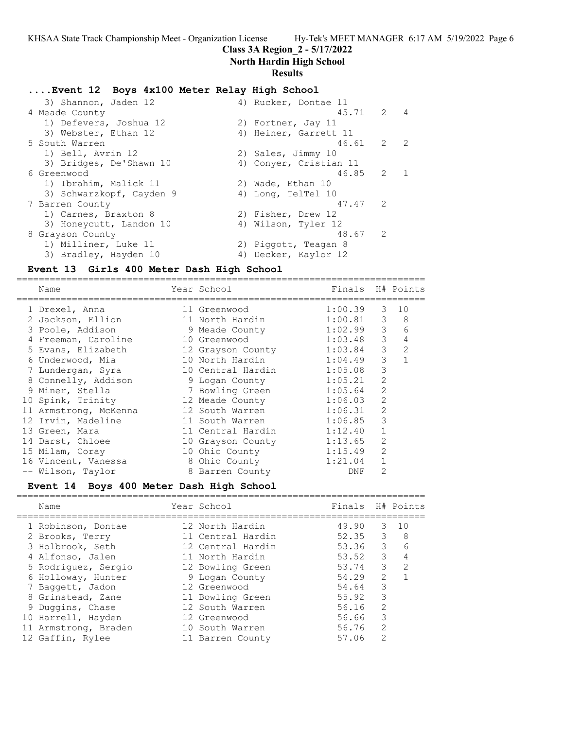## ....Event 12 Boys 4x100 Meter Relay High School

| Place | School | Finals | H# | Points |
|---|---|---|---|---|
| | 3) Shannon, Jaden 12 &nbsp;&nbsp; 4) Rucker, Dontae 11 | | | |
| 4 | Meade County | 45.71 | 2 | 4 |
| | 1) Defevers, Joshua 12 &nbsp;&nbsp; 2) Fortner, Jay 11 | | | |
| | 3) Webster, Ethan 12 &nbsp;&nbsp; 4) Heiner, Garrett 11 | | | |
| 5 | South Warren | 46.61 | 2 | 2 |
| | 1) Bell, Avrin 12 &nbsp;&nbsp; 2) Sales, Jimmy 10 | | | |
| | 3) Bridges, De'Shawn 10 &nbsp;&nbsp; 4) Conyer, Cristian 11 | | | |
| 6 | Greenwood | 46.85 | 2 | 1 |
| | 1) Ibrahim, Malick 11 &nbsp;&nbsp; 2) Wade, Ethan 10 | | | |
| | 3) Schwarzkopf, Cayden 9 &nbsp;&nbsp; 4) Long, TelTel 10 | | | |
| 7 | Barren County | 47.47 | 2 | |
| | 1) Carnes, Braxton 8 &nbsp;&nbsp; 2) Fisher, Drew 12 | | | |
| | 3) Honeycutt, Landon 10 &nbsp;&nbsp; 4) Wilson, Tyler 12 | | | |
| 8 | Grayson County | 48.67 | 2 | |
| | 1) Milliner, Luke 11 &nbsp;&nbsp; 2) Piggott, Teagan 8 | | | |
| | 3) Bradley, Hayden 10 &nbsp;&nbsp; 4) Decker, Kaylor 12 | | | |

## Event 13 Girls 400 Meter Dash High School

| | Name | Year | School | Finals | H# | Points |
|---|---|---|---|---|---|---|
| 1 | Drexel, Anna | 11 | Greenwood | 1:00.39 | 3 | 10 |
| 2 | Jackson, Ellion | 11 | North Hardin | 1:00.81 | 3 | 8 |
| 3 | Poole, Addison | 9 | Meade County | 1:02.99 | 3 | 6 |
| 4 | Freeman, Caroline | 10 | Greenwood | 1:03.48 | 3 | 4 |
| 5 | Evans, Elizabeth | 12 | Grayson County | 1:03.84 | 3 | 2 |
| 6 | Underwood, Mia | 10 | North Hardin | 1:04.49 | 3 | 1 |
| 7 | Lundergan, Syra | 10 | Central Hardin | 1:05.08 | 3 | |
| 8 | Connelly, Addison | 9 | Logan County | 1:05.21 | 2 | |
| 9 | Miner, Stella | 7 | Bowling Green | 1:05.64 | 2 | |
| 10 | Spink, Trinity | 12 | Meade County | 1:06.03 | 2 | |
| 11 | Armstrong, McKenna | 12 | South Warren | 1:06.31 | 2 | |
| 12 | Irvin, Madeline | 11 | South Warren | 1:06.85 | 3 | |
| 13 | Green, Mara | 11 | Central Hardin | 1:12.40 | 1 | |
| 14 | Darst, Chloee | 10 | Grayson County | 1:13.65 | 2 | |
| 15 | Milam, Coray | 10 | Ohio County | 1:15.49 | 2 | |
| 16 | Vincent, Vanessa | 8 | Ohio County | 1:21.04 | 1 | |
| -- | Wilson, Taylor | 8 | Barren County | DNF | 2 | |

## Event 14 Boys 400 Meter Dash High School

| | Name | Year | School | Finals | H# | Points |
|---|---|---|---|---|---|---|
| 1 | Robinson, Dontae | 12 | North Hardin | 49.90 | 3 | 10 |
| 2 | Brooks, Terry | 11 | Central Hardin | 52.35 | 3 | 8 |
| 3 | Holbrook, Seth | 12 | Central Hardin | 53.36 | 3 | 6 |
| 4 | Alfonso, Jalen | 11 | North Hardin | 53.52 | 3 | 4 |
| 5 | Rodriguez, Sergio | 12 | Bowling Green | 53.74 | 3 | 2 |
| 6 | Holloway, Hunter | 9 | Logan County | 54.29 | 2 | 1 |
| 7 | Baggett, Jadon | 12 | Greenwood | 54.64 | 3 | |
| 8 | Grinstead, Zane | 11 | Bowling Green | 55.92 | 3 | |
| 9 | Duggins, Chase | 12 | South Warren | 56.16 | 2 | |
| 10 | Harrell, Hayden | 12 | Greenwood | 56.66 | 3 | |
| 11 | Armstrong, Braden | 10 | South Warren | 56.76 | 2 | |
| 12 | Gaffin, Rylee | 11 | Barren County | 57.06 | 2 | |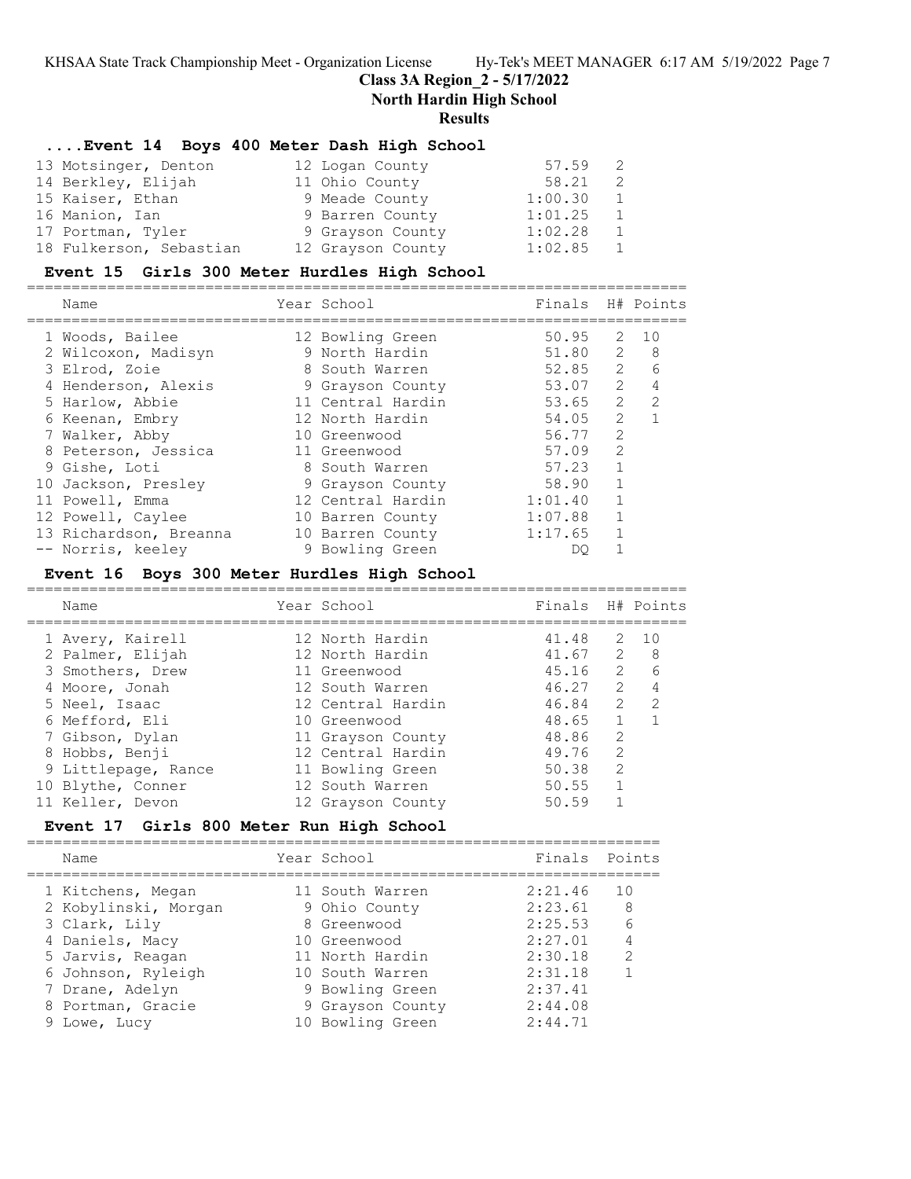# Class 3A Region_2 - 5/17/2022

## North Hardin High School

## Results

### ....Event 14 Boys 400 Meter Dash High School

| Name | Year | School | Finals | H# |
|---|---|---|---|---|
| 13 Motsinger, Denton | 12 | Logan County | 57.59 | 2 |
| 14 Berkley, Elijah | 11 | Ohio County | 58.21 | 2 |
| 15 Kaiser, Ethan | 9 | Meade County | 1:00.30 | 1 |
| 16 Manion, Ian | 9 | Barren County | 1:01.25 | 1 |
| 17 Portman, Tyler | 9 | Grayson County | 1:02.28 | 1 |
| 18 Fulkerson, Sebastian | 12 | Grayson County | 1:02.85 | 1 |

### Event 15 Girls 300 Meter Hurdles High School

| Name | Year | School | Finals | H# | Points |
|---|---|---|---|---|---|
| 1 Woods, Bailee | 12 | Bowling Green | 50.95 | 2 | 10 |
| 2 Wilcoxon, Madisyn | 9 | North Hardin | 51.80 | 2 | 8 |
| 3 Elrod, Zoie | 8 | South Warren | 52.85 | 2 | 6 |
| 4 Henderson, Alexis | 9 | Grayson County | 53.07 | 2 | 4 |
| 5 Harlow, Abbie | 11 | Central Hardin | 53.65 | 2 | 2 |
| 6 Keenan, Embry | 12 | North Hardin | 54.05 | 2 | 1 |
| 7 Walker, Abby | 10 | Greenwood | 56.77 | 2 | |
| 8 Peterson, Jessica | 11 | Greenwood | 57.09 | 2 | |
| 9 Gishe, Loti | 8 | South Warren | 57.23 | 1 | |
| 10 Jackson, Presley | 9 | Grayson County | 58.90 | 1 | |
| 11 Powell, Emma | 12 | Central Hardin | 1:01.40 | 1 | |
| 12 Powell, Caylee | 10 | Barren County | 1:07.88 | 1 | |
| 13 Richardson, Breanna | 10 | Barren County | 1:17.65 | 1 | |
| -- Norris, keeley | 9 | Bowling Green | DQ | 1 | |

### Event 16 Boys 300 Meter Hurdles High School

| Name | Year | School | Finals | H# | Points |
|---|---|---|---|---|---|
| 1 Avery, Kairell | 12 | North Hardin | 41.48 | 2 | 10 |
| 2 Palmer, Elijah | 12 | North Hardin | 41.67 | 2 | 8 |
| 3 Smothers, Drew | 11 | Greenwood | 45.16 | 2 | 6 |
| 4 Moore, Jonah | 12 | South Warren | 46.27 | 2 | 4 |
| 5 Neel, Isaac | 12 | Central Hardin | 46.84 | 2 | 2 |
| 6 Mefford, Eli | 10 | Greenwood | 48.65 | 1 | 1 |
| 7 Gibson, Dylan | 11 | Grayson County | 48.86 | 2 | |
| 8 Hobbs, Benji | 12 | Central Hardin | 49.76 | 2 | |
| 9 Littlepage, Rance | 11 | Bowling Green | 50.38 | 2 | |
| 10 Blythe, Conner | 12 | South Warren | 50.55 | 1 | |
| 11 Keller, Devon | 12 | Grayson County | 50.59 | 1 | |

### Event 17 Girls 800 Meter Run High School

| Name | Year | School | Finals | Points |
|---|---|---|---|---|
| 1 Kitchens, Megan | 11 | South Warren | 2:21.46 | 10 |
| 2 Kobylinski, Morgan | 9 | Ohio County | 2:23.61 | 8 |
| 3 Clark, Lily | 8 | Greenwood | 2:25.53 | 6 |
| 4 Daniels, Macy | 10 | Greenwood | 2:27.01 | 4 |
| 5 Jarvis, Reagan | 11 | North Hardin | 2:30.18 | 2 |
| 6 Johnson, Ryleigh | 10 | South Warren | 2:31.18 | 1 |
| 7 Drane, Adelyn | 9 | Bowling Green | 2:37.41 | |
| 8 Portman, Gracie | 9 | Grayson County | 2:44.08 | |
| 9 Lowe, Lucy | 10 | Bowling Green | 2:44.71 | |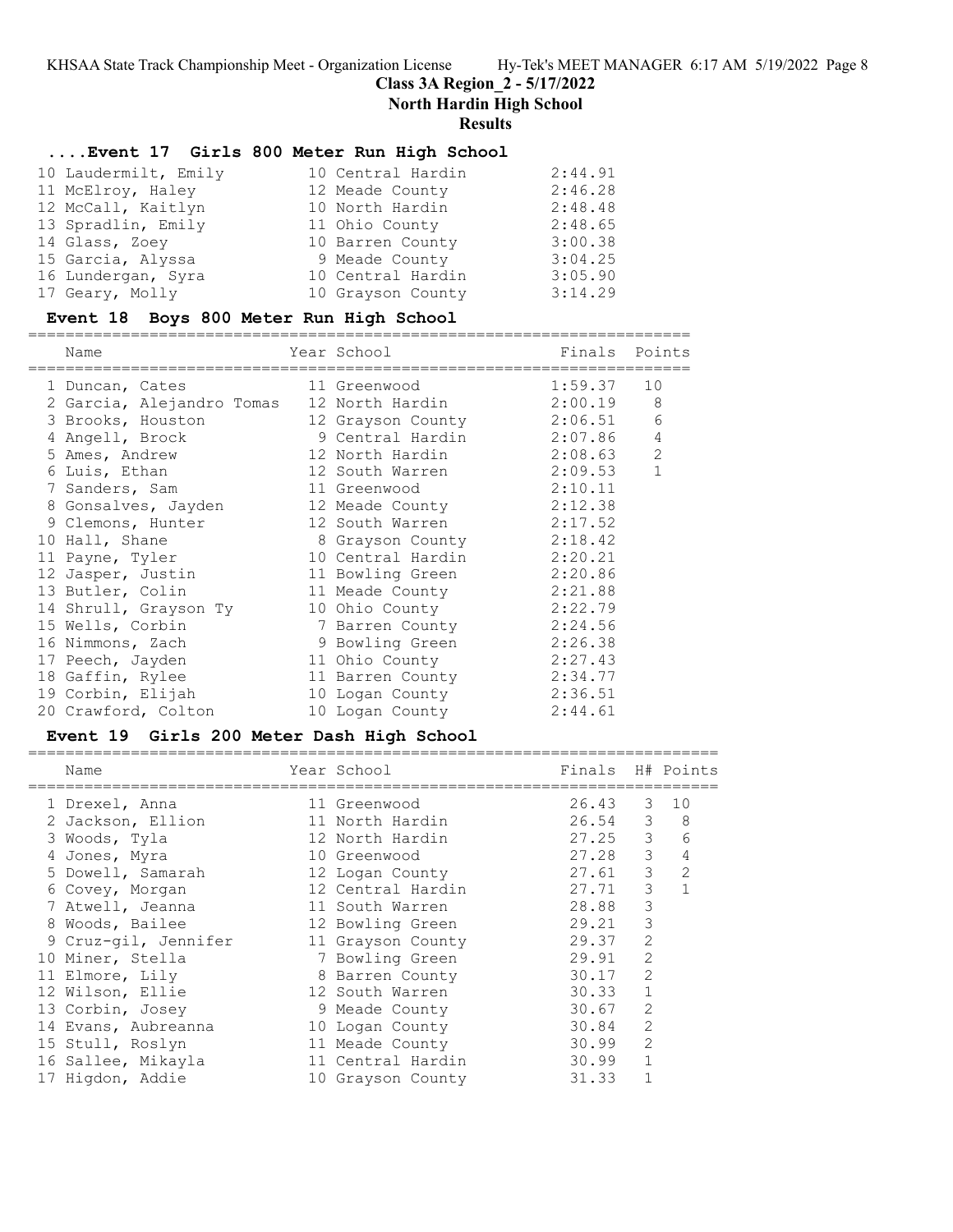# Class 3A Region_2 - 5/17/2022

## North Hardin High School

## Results

### ....Event 17 Girls 800 Meter Run High School

| Name | Year School | Finals |
|---|---|---|
| 10 Laudermilt, Emily | 10 Central Hardin | 2:44.91 |
| 11 McElroy, Haley | 12 Meade County | 2:46.28 |
| 12 McCall, Kaitlyn | 10 North Hardin | 2:48.48 |
| 13 Spradlin, Emily | 11 Ohio County | 2:48.65 |
| 14 Glass, Zoey | 10 Barren County | 3:00.38 |
| 15 Garcia, Alyssa | 9 Meade County | 3:04.25 |
| 16 Lundergan, Syra | 10 Central Hardin | 3:05.90 |
| 17 Geary, Molly | 10 Grayson County | 3:14.29 |

### Event 18 Boys 800 Meter Run High School

| Name | Year School | Finals | Points |
|---|---|---|---|
| 1 Duncan, Cates | 11 Greenwood | 1:59.37 | 10 |
| 2 Garcia, Alejandro Tomas | 12 North Hardin | 2:00.19 | 8 |
| 3 Brooks, Houston | 12 Grayson County | 2:06.51 | 6 |
| 4 Angell, Brock | 9 Central Hardin | 2:07.86 | 4 |
| 5 Ames, Andrew | 12 North Hardin | 2:08.63 | 2 |
| 6 Luis, Ethan | 12 South Warren | 2:09.53 | 1 |
| 7 Sanders, Sam | 11 Greenwood | 2:10.11 | |
| 8 Gonsalves, Jayden | 12 Meade County | 2:12.38 | |
| 9 Clemons, Hunter | 12 South Warren | 2:17.52 | |
| 10 Hall, Shane | 8 Grayson County | 2:18.42 | |
| 11 Payne, Tyler | 10 Central Hardin | 2:20.21 | |
| 12 Jasper, Justin | 11 Bowling Green | 2:20.86 | |
| 13 Butler, Colin | 11 Meade County | 2:21.88 | |
| 14 Shrull, Grayson Ty | 10 Ohio County | 2:22.79 | |
| 15 Wells, Corbin | 7 Barren County | 2:24.56 | |
| 16 Nimmons, Zach | 9 Bowling Green | 2:26.38 | |
| 17 Peech, Jayden | 11 Ohio County | 2:27.43 | |
| 18 Gaffin, Rylee | 11 Barren County | 2:34.77 | |
| 19 Corbin, Elijah | 10 Logan County | 2:36.51 | |
| 20 Crawford, Colton | 10 Logan County | 2:44.61 | |

### Event 19 Girls 200 Meter Dash High School

| Name | Year School | Finals | H# | Points |
|---|---|---|---|---|
| 1 Drexel, Anna | 11 Greenwood | 26.43 | 3 | 10 |
| 2 Jackson, Ellion | 11 North Hardin | 26.54 | 3 | 8 |
| 3 Woods, Tyla | 12 North Hardin | 27.25 | 3 | 6 |
| 4 Jones, Myra | 10 Greenwood | 27.28 | 3 | 4 |
| 5 Dowell, Samarah | 12 Logan County | 27.61 | 3 | 2 |
| 6 Covey, Morgan | 12 Central Hardin | 27.71 | 3 | 1 |
| 7 Atwell, Jeanna | 11 South Warren | 28.88 | 3 | |
| 8 Woods, Bailee | 12 Bowling Green | 29.21 | 3 | |
| 9 Cruz-gil, Jennifer | 11 Grayson County | 29.37 | 2 | |
| 10 Miner, Stella | 7 Bowling Green | 29.91 | 2 | |
| 11 Elmore, Lily | 8 Barren County | 30.17 | 2 | |
| 12 Wilson, Ellie | 12 South Warren | 30.33 | 1 | |
| 13 Corbin, Josey | 9 Meade County | 30.67 | 2 | |
| 14 Evans, Aubreanna | 10 Logan County | 30.84 | 2 | |
| 15 Stull, Roslyn | 11 Meade County | 30.99 | 2 | |
| 16 Sallee, Mikayla | 11 Central Hardin | 30.99 | 1 | |
| 17 Higdon, Addie | 10 Grayson County | 31.33 | 1 | |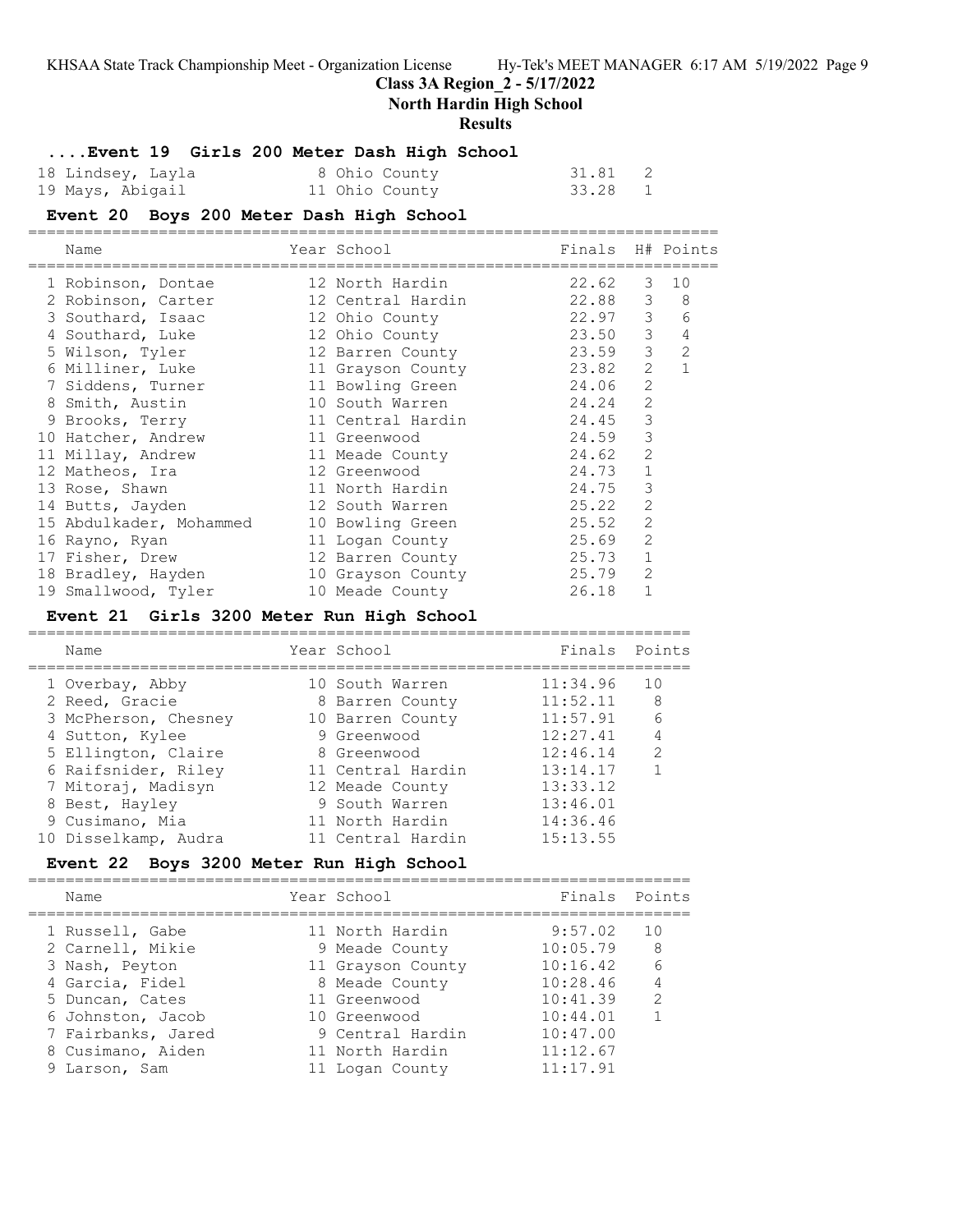## ....Event 19 Girls 200 Meter Dash High School

| Name | Year | School | Finals | H# | Points |
|---|---|---|---|---|---|
| 18 Lindsey, Layla | 8 | Ohio County | 31.81 | 2 | |
| 19 Mays, Abigail | 11 | Ohio County | 33.28 | 1 | |

## Event 20 Boys 200 Meter Dash High School

| Name | Year | School | Finals | H# | Points |
|---|---|---|---|---|---|
| 1 Robinson, Dontae | 12 | North Hardin | 22.62 | 3 | 10 |
| 2 Robinson, Carter | 12 | Central Hardin | 22.88 | 3 | 8 |
| 3 Southard, Isaac | 12 | Ohio County | 22.97 | 3 | 6 |
| 4 Southard, Luke | 12 | Ohio County | 23.50 | 3 | 4 |
| 5 Wilson, Tyler | 12 | Barren County | 23.59 | 3 | 2 |
| 6 Milliner, Luke | 11 | Grayson County | 23.82 | 2 | 1 |
| 7 Siddens, Turner | 11 | Bowling Green | 24.06 | 2 | |
| 8 Smith, Austin | 10 | South Warren | 24.24 | 2 | |
| 9 Brooks, Terry | 11 | Central Hardin | 24.45 | 3 | |
| 10 Hatcher, Andrew | 11 | Greenwood | 24.59 | 3 | |
| 11 Millay, Andrew | 11 | Meade County | 24.62 | 2 | |
| 12 Matheos, Ira | 12 | Greenwood | 24.73 | 1 | |
| 13 Rose, Shawn | 11 | North Hardin | 24.75 | 3 | |
| 14 Butts, Jayden | 12 | South Warren | 25.22 | 2 | |
| 15 Abdulkader, Mohammed | 10 | Bowling Green | 25.52 | 2 | |
| 16 Rayno, Ryan | 11 | Logan County | 25.69 | 2 | |
| 17 Fisher, Drew | 12 | Barren County | 25.73 | 1 | |
| 18 Bradley, Hayden | 10 | Grayson County | 25.79 | 2 | |
| 19 Smallwood, Tyler | 10 | Meade County | 26.18 | 1 | |

## Event 21 Girls 3200 Meter Run High School

| Name | Year | School | Finals | Points |
|---|---|---|---|---|
| 1 Overbay, Abby | 10 | South Warren | 11:34.96 | 10 |
| 2 Reed, Gracie | 8 | Barren County | 11:52.11 | 8 |
| 3 McPherson, Chesney | 10 | Barren County | 11:57.91 | 6 |
| 4 Sutton, Kylee | 9 | Greenwood | 12:27.41 | 4 |
| 5 Ellington, Claire | 8 | Greenwood | 12:46.14 | 2 |
| 6 Raifsnider, Riley | 11 | Central Hardin | 13:14.17 | 1 |
| 7 Mitoraj, Madisyn | 12 | Meade County | 13:33.12 | |
| 8 Best, Hayley | 9 | South Warren | 13:46.01 | |
| 9 Cusimano, Mia | 11 | North Hardin | 14:36.46 | |
| 10 Disselkamp, Audra | 11 | Central Hardin | 15:13.55 | |

## Event 22 Boys 3200 Meter Run High School

| Name | Year | School | Finals | Points |
|---|---|---|---|---|
| 1 Russell, Gabe | 11 | North Hardin | 9:57.02 | 10 |
| 2 Carnell, Mikie | 9 | Meade County | 10:05.79 | 8 |
| 3 Nash, Peyton | 11 | Grayson County | 10:16.42 | 6 |
| 4 Garcia, Fidel | 8 | Meade County | 10:28.46 | 4 |
| 5 Duncan, Cates | 11 | Greenwood | 10:41.39 | 2 |
| 6 Johnston, Jacob | 10 | Greenwood | 10:44.01 | 1 |
| 7 Fairbanks, Jared | 9 | Central Hardin | 10:47.00 | |
| 8 Cusimano, Aiden | 11 | North Hardin | 11:12.67 | |
| 9 Larson, Sam | 11 | Logan County | 11:17.91 | |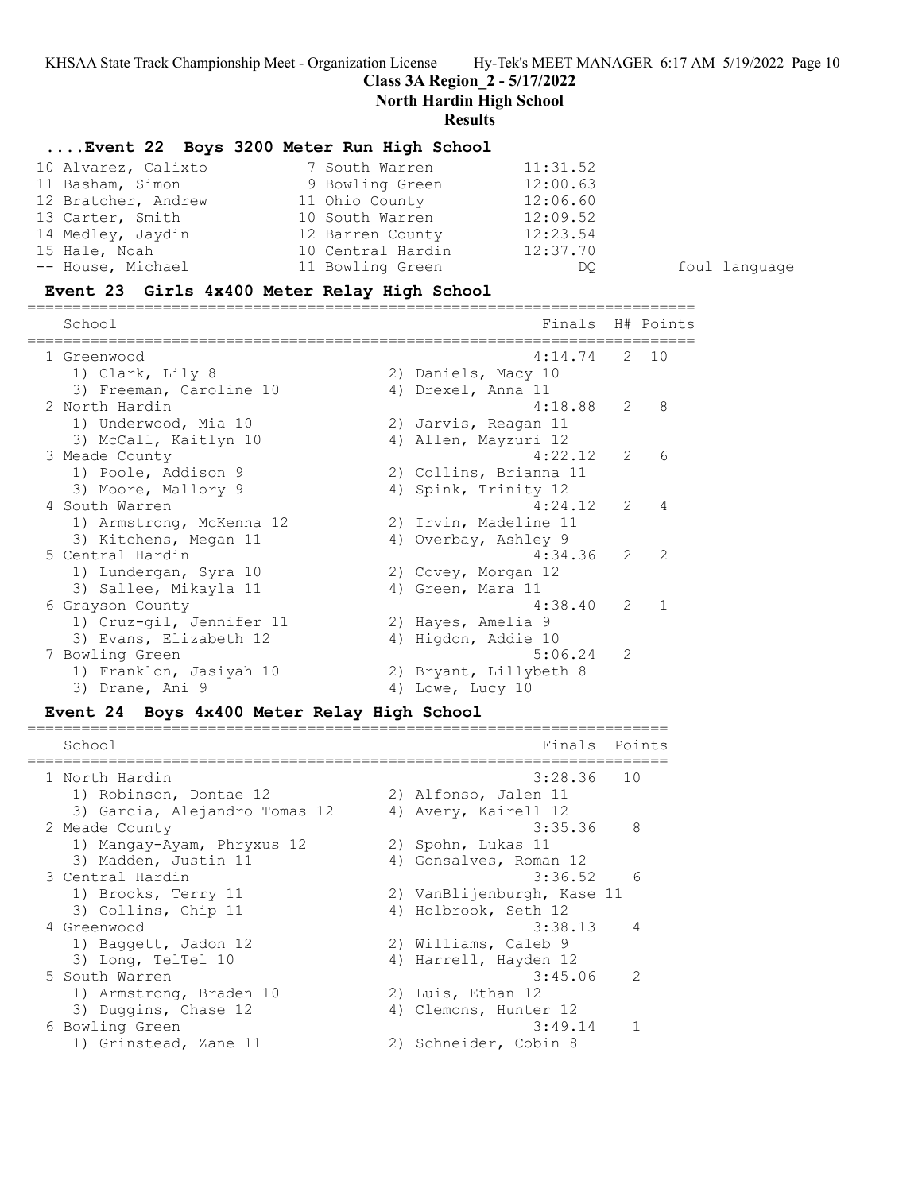## ....Event 22 Boys 3200 Meter Run High School

| Place | Name | Year | School | Finals | |
|---|---|---|---|---|---|
| 10 | Alvarez, Calixto | 7 | South Warren | 11:31.52 | |
| 11 | Basham, Simon | 9 | Bowling Green | 12:00.63 | |
| 12 | Bratcher, Andrew | 11 | Ohio County | 12:06.60 | |
| 13 | Carter, Smith | 10 | South Warren | 12:09.52 | |
| 14 | Medley, Jaydin | 12 | Barren County | 12:23.54 | |
| 15 | Hale, Noah | 10 | Central Hardin | 12:37.70 | |
| -- | House, Michael | 11 | Bowling Green | DQ | foul language |

## Event 23 Girls 4x400 Meter Relay High School

| Place | School | Finals | H# | Points |
|---|---|---|---|---|
| 1 | Greenwood | 4:14.74 | 2 | 10 |
| | 1) Clark, Lily 8; 2) Daniels, Macy 10; 3) Freeman, Caroline 10; 4) Drexel, Anna 11 | | | |
| 2 | North Hardin | 4:18.88 | 2 | 8 |
| | 1) Underwood, Mia 10; 2) Jarvis, Reagan 11; 3) McCall, Kaitlyn 10; 4) Allen, Mayzuri 12 | | | |
| 3 | Meade County | 4:22.12 | 2 | 6 |
| | 1) Poole, Addison 9; 2) Collins, Brianna 11; 3) Moore, Mallory 9; 4) Spink, Trinity 12 | | | |
| 4 | South Warren | 4:24.12 | 2 | 4 |
| | 1) Armstrong, McKenna 12; 2) Irvin, Madeline 11; 3) Kitchens, Megan 11; 4) Overbay, Ashley 9 | | | |
| 5 | Central Hardin | 4:34.36 | 2 | 2 |
| | 1) Lundergan, Syra 10; 2) Covey, Morgan 12; 3) Sallee, Mikayla 11; 4) Green, Mara 11 | | | |
| 6 | Grayson County | 4:38.40 | 2 | 1 |
| | 1) Cruz-gil, Jennifer 11; 2) Hayes, Amelia 9; 3) Evans, Elizabeth 12; 4) Higdon, Addie 10 | | | |
| 7 | Bowling Green | 5:06.24 | 2 | |
| | 1) Franklon, Jasiyah 10; 2) Bryant, Lillybeth 8; 3) Drane, Ani 9; 4) Lowe, Lucy 10 | | | |

## Event 24 Boys 4x400 Meter Relay High School

| Place | School | Finals | Points |
|---|---|---|---|
| 1 | North Hardin | 3:28.36 | 10 |
| | 1) Robinson, Dontae 12; 2) Alfonso, Jalen 11; 3) Garcia, Alejandro Tomas 12; 4) Avery, Kairell 12 | | |
| 2 | Meade County | 3:35.36 | 8 |
| | 1) Mangay-Ayam, Phryxus 12; 2) Spohn, Lukas 11; 3) Madden, Justin 11; 4) Gonsalves, Roman 12 | | |
| 3 | Central Hardin | 3:36.52 | 6 |
| | 1) Brooks, Terry 11; 2) VanBlijenburgh, Kase 11; 3) Collins, Chip 11; 4) Holbrook, Seth 12 | | |
| 4 | Greenwood | 3:38.13 | 4 |
| | 1) Baggett, Jadon 12; 2) Williams, Caleb 9; 3) Long, TelTel 10; 4) Harrell, Hayden 12 | | |
| 5 | South Warren | 3:45.06 | 2 |
| | 1) Armstrong, Braden 10; 2) Luis, Ethan 12; 3) Duggins, Chase 12; 4) Clemons, Hunter 12 | | |
| 6 | Bowling Green | 3:49.14 | 1 |
| | 1) Grinstead, Zane 11; 2) Schneider, Cobin 8 | | |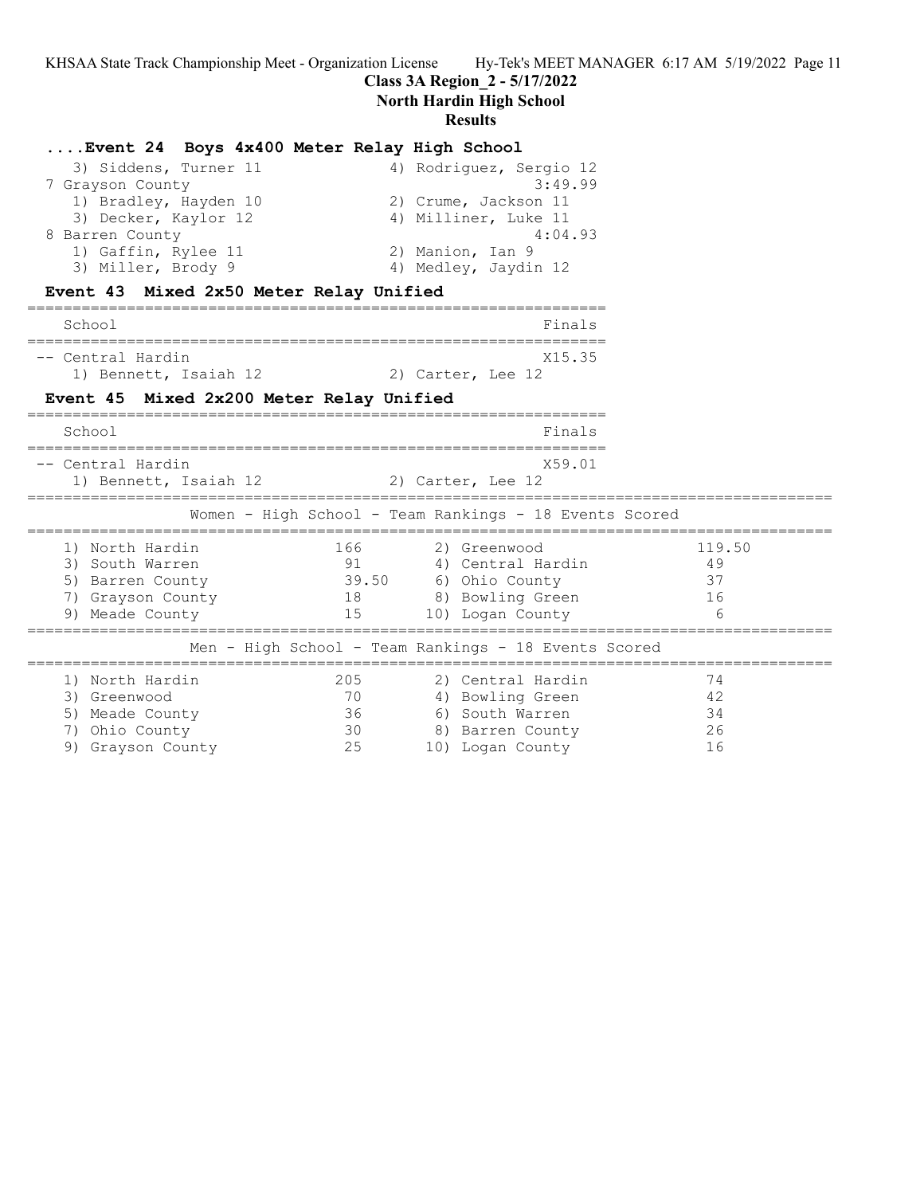## ....Event 24 Boys 4x400 Meter Relay High School

3) Siddens, Turner 11 4) Rodriguez, Sergio 12

7 Grayson County 3:49.99
1) Bradley, Hayden 10 2) Crume, Jackson 11
3) Decker, Kaylor 12 4) Milliner, Luke 11

8 Barren County 4:04.93
1) Gaffin, Rylee 11 2) Manion, Ian 9
3) Miller, Brody 9 4) Medley, Jaydin 12

## Event 43 Mixed 2x50 Meter Relay Unified

| School | Finals |
|---|---|
| -- Central Hardin | X15.35 |
| 1) Bennett, Isaiah 12 | 2) Carter, Lee 12 |

## Event 45 Mixed 2x200 Meter Relay Unified

| School | Finals |
|---|---|
| -- Central Hardin | X59.01 |
| 1) Bennett, Isaiah 12 | 2) Carter, Lee 12 |

### Women - High School - Team Rankings - 18 Events Scored

| | | | |
|---|---|---|---|
| 1) North Hardin | 166 | 2) Greenwood | 119.50 |
| 3) South Warren | 91 | 4) Central Hardin | 49 |
| 5) Barren County | 39.50 | 6) Ohio County | 37 |
| 7) Grayson County | 18 | 8) Bowling Green | 16 |
| 9) Meade County | 15 | 10) Logan County | 6 |

### Men - High School - Team Rankings - 18 Events Scored

| | | | |
|---|---|---|---|
| 1) North Hardin | 205 | 2) Central Hardin | 74 |
| 3) Greenwood | 70 | 4) Bowling Green | 42 |
| 5) Meade County | 36 | 6) South Warren | 34 |
| 7) Ohio County | 30 | 8) Barren County | 26 |
| 9) Grayson County | 25 | 10) Logan County | 16 |